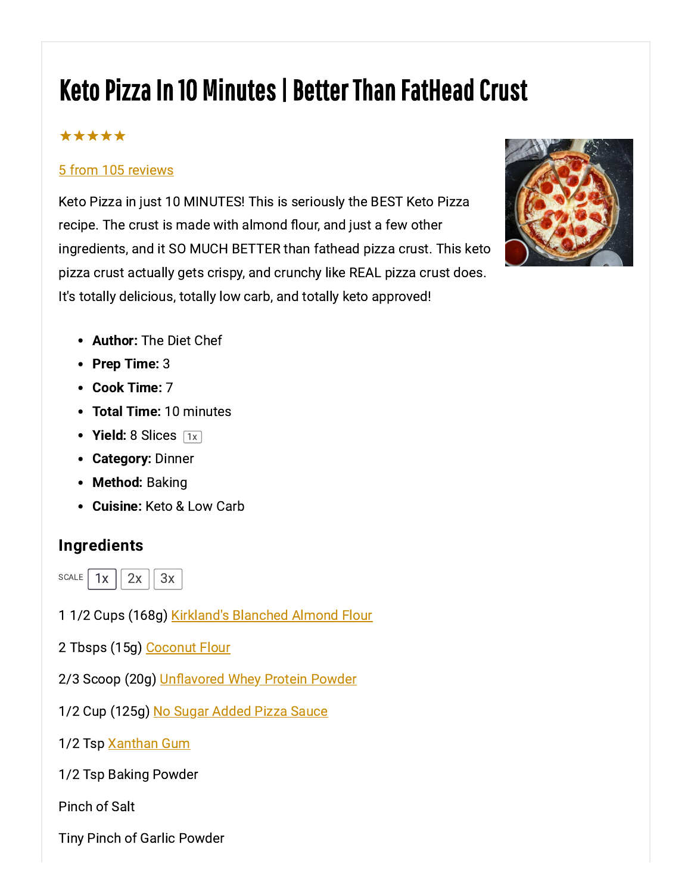# Keto Pizza In 10 Minutes | Better Than FatHead Crust

★★★★★

5 from 105 reviews

Keto Pizza in just 10 MINUTES! This is seriously the BEST Keto Pizza recipe. The crust is made with almond flour, and just a few other ingredients, and it SO MUCH BETTER than fathead pizza crust. This keto pizza crust actually gets crispy, and crunchy like REAL pizza crust does. It's totally delicious, totally low carb, and totally keto approved!

- **Author:** The Diet Chef
- **Prep Time:** 3
- **Cook Time:** 7
- **Total Time:** 10 minutes
- **Yield:** 8 Slices 1x
- **Category:** Dinner
- **Method:** Baking
- **Cuisine:** Keto & Low Carb

## Ingredients

SCALE 1x 2x 3x

1 1/2 Cups (168g) Kirkland's Blanched Almond Flour

2 Tbsps (15g) Coconut Flour

2/3 Scoop (20g) Unflavored Whey Protein Powder

1/2 Cup (125g) No Sugar Added Pizza Sauce

1/2 Tsp Xanthan Gum

1/2 Tsp Baking Powder

Pinch of Salt

Tiny Pinch of Garlic Powder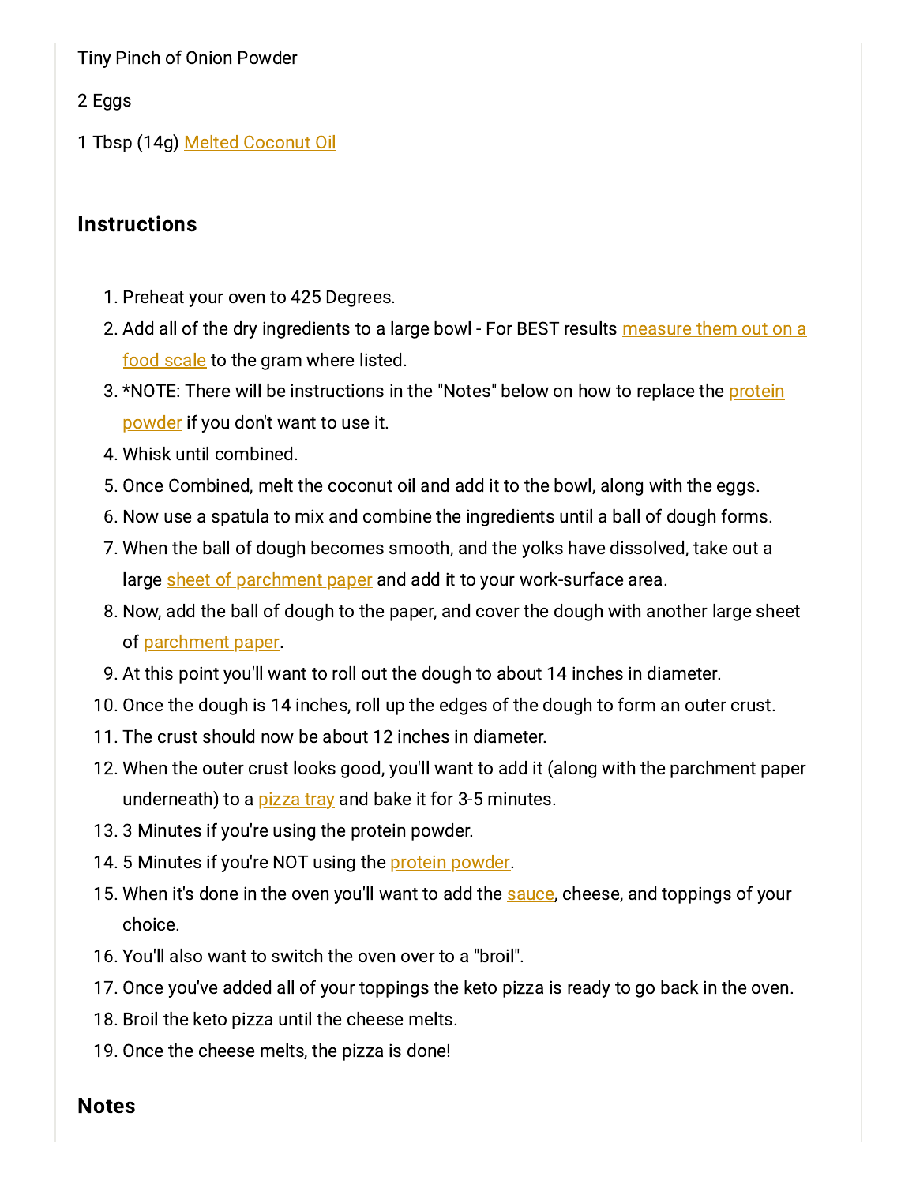Tiny Pinch of Onion Powder

2 Eggs

1 Tbsp (14g) Melted Coconut Oil

### Instructions

1. Preheat your oven to 425 Degrees.
2. Add all of the dry ingredients to a large bowl - For BEST results measure them out on a food scale to the gram where listed.
3. *NOTE: There will be instructions in the "Notes" below on how to replace the protein powder if you don't want to use it.
4. Whisk until combined.
5. Once Combined, melt the coconut oil and add it to the bowl, along with the eggs.
6. Now use a spatula to mix and combine the ingredients until a ball of dough forms.
7. When the ball of dough becomes smooth, and the yolks have dissolved, take out a large sheet of parchment paper and add it to your work-surface area.
8. Now, add the ball of dough to the paper, and cover the dough with another large sheet of parchment paper.
9. At this point you'll want to roll out the dough to about 14 inches in diameter.
10. Once the dough is 14 inches, roll up the edges of the dough to form an outer crust.
11. The crust should now be about 12 inches in diameter.
12. When the outer crust looks good, you'll want to add it (along with the parchment paper underneath) to a pizza tray and bake it for 3-5 minutes.
13. 3 Minutes if you're using the protein powder.
14. 5 Minutes if you're NOT using the protein powder.
15. When it's done in the oven you'll want to add the sauce, cheese, and toppings of your choice.
16. You'll also want to switch the oven over to a "broil".
17. Once you've added all of your toppings the keto pizza is ready to go back in the oven.
18. Broil the keto pizza until the cheese melts.
19. Once the cheese melts, the pizza is done!

### Notes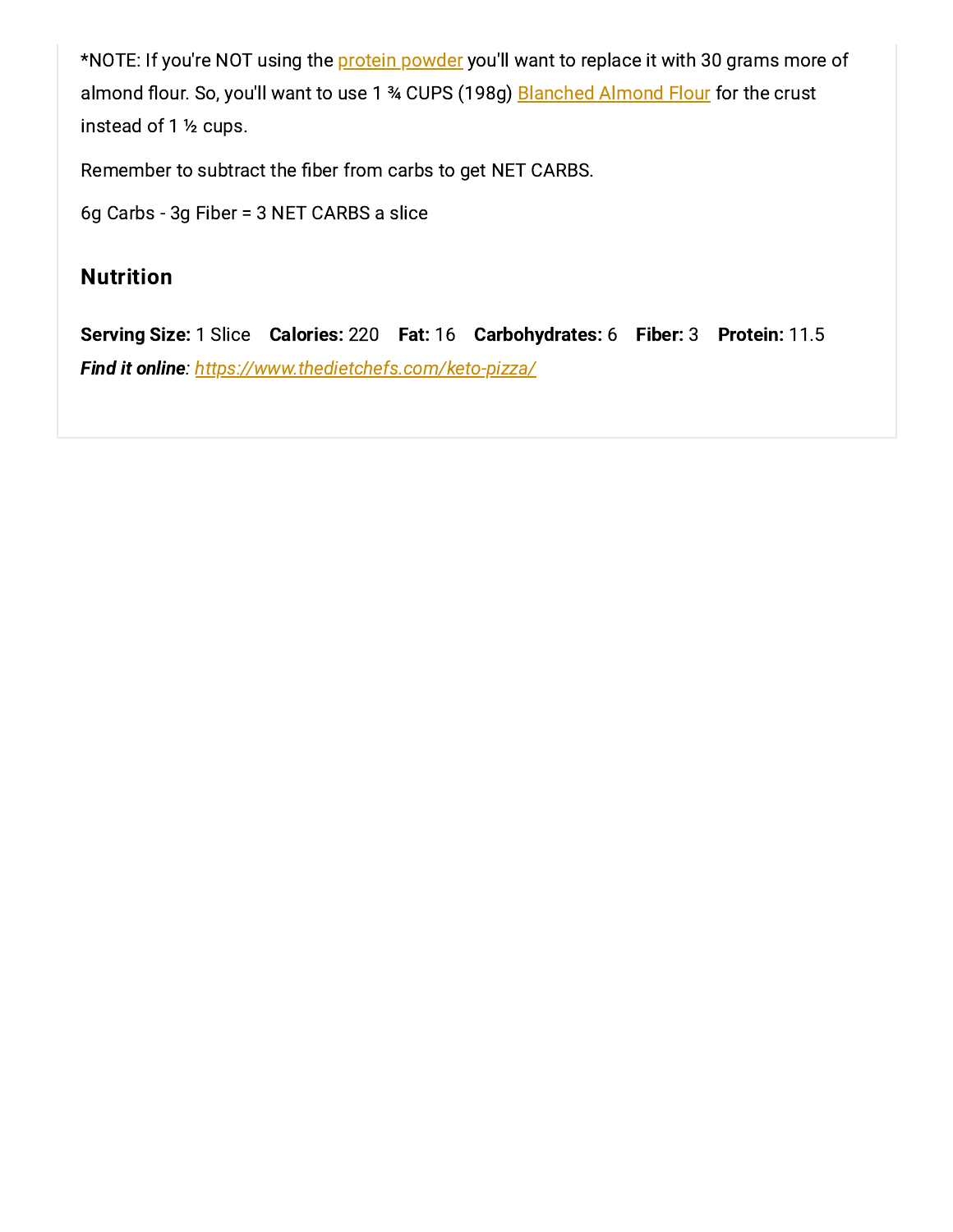*NOTE: If you're NOT using the protein powder you'll want to replace it with 30 grams more of almond flour. So, you'll want to use 1 ¾ CUPS (198g) Blanched Almond Flour for the crust instead of 1 ½ cups.

Remember to subtract the fiber from carbs to get NET CARBS.

6g Carbs - 3g Fiber = 3 NET CARBS a slice

### Nutrition

**Serving Size:** 1 Slice **Calories:** 220 **Fat:** 16 **Carbohydrates:** 6 **Fiber:** 3 **Protein:** 11.5

***Find it online***: *https://www.thedietchefs.com/keto-pizza/*